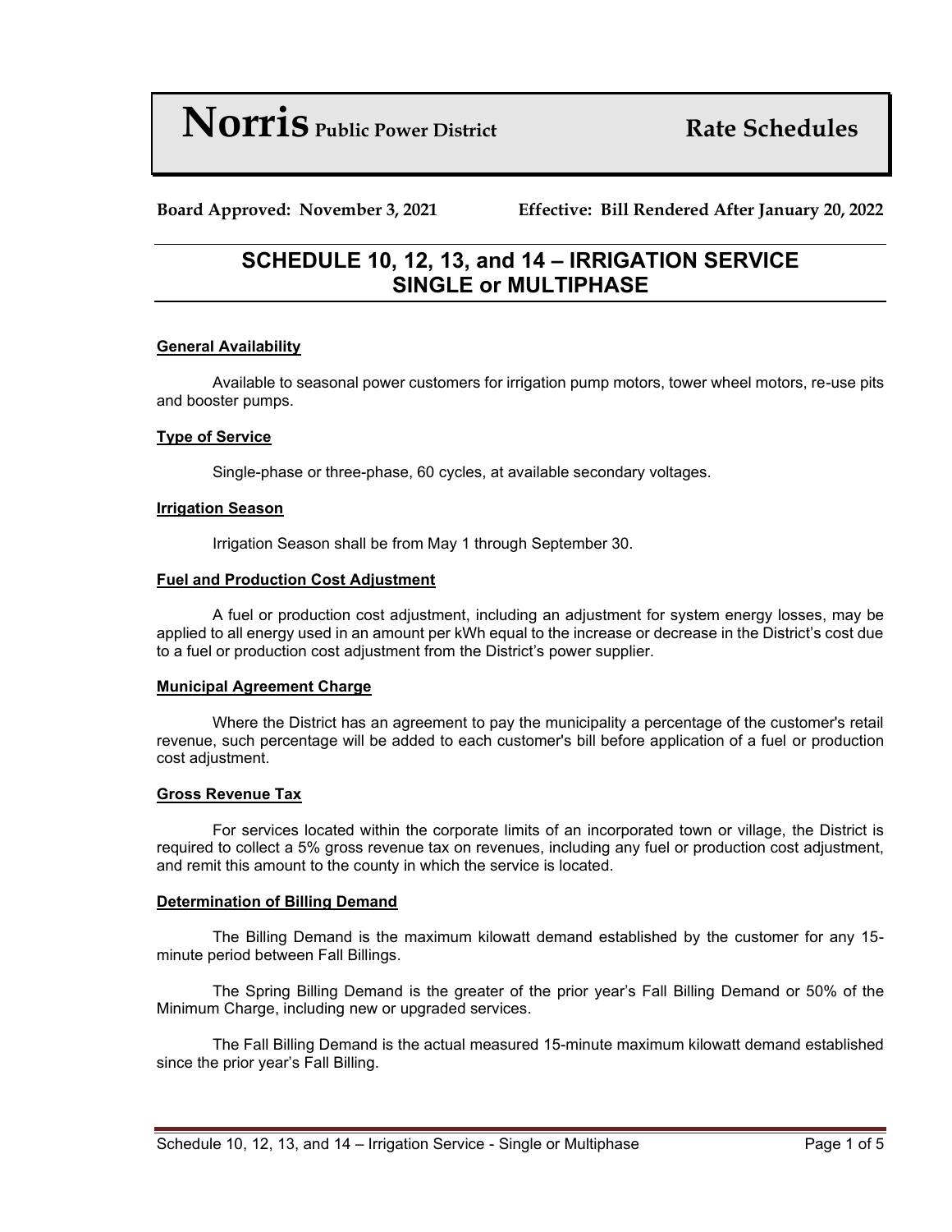# Norris Public Power District — Rate Schedules

**Board Approved: November 3, 2021** **Effective: Bill Rendered After January 20, 2022**

## SCHEDULE 10, 12, 13, and 14 – IRRIGATION SERVICE SINGLE or MULTIPHASE

### General Availability

Available to seasonal power customers for irrigation pump motors, tower wheel motors, re-use pits and booster pumps.

### Type of Service

Single-phase or three-phase, 60 cycles, at available secondary voltages.

### Irrigation Season

Irrigation Season shall be from May 1 through September 30.

### Fuel and Production Cost Adjustment

A fuel or production cost adjustment, including an adjustment for system energy losses, may be applied to all energy used in an amount per kWh equal to the increase or decrease in the District's cost due to a fuel or production cost adjustment from the District's power supplier.

### Municipal Agreement Charge

Where the District has an agreement to pay the municipality a percentage of the customer's retail revenue, such percentage will be added to each customer's bill before application of a fuel or production cost adjustment.

### Gross Revenue Tax

For services located within the corporate limits of an incorporated town or village, the District is required to collect a 5% gross revenue tax on revenues, including any fuel or production cost adjustment, and remit this amount to the county in which the service is located.

### Determination of Billing Demand

The Billing Demand is the maximum kilowatt demand established by the customer for any 15-minute period between Fall Billings.

The Spring Billing Demand is the greater of the prior year's Fall Billing Demand or 50% of the Minimum Charge, including new or upgraded services.

The Fall Billing Demand is the actual measured 15-minute maximum kilowatt demand established since the prior year's Fall Billing.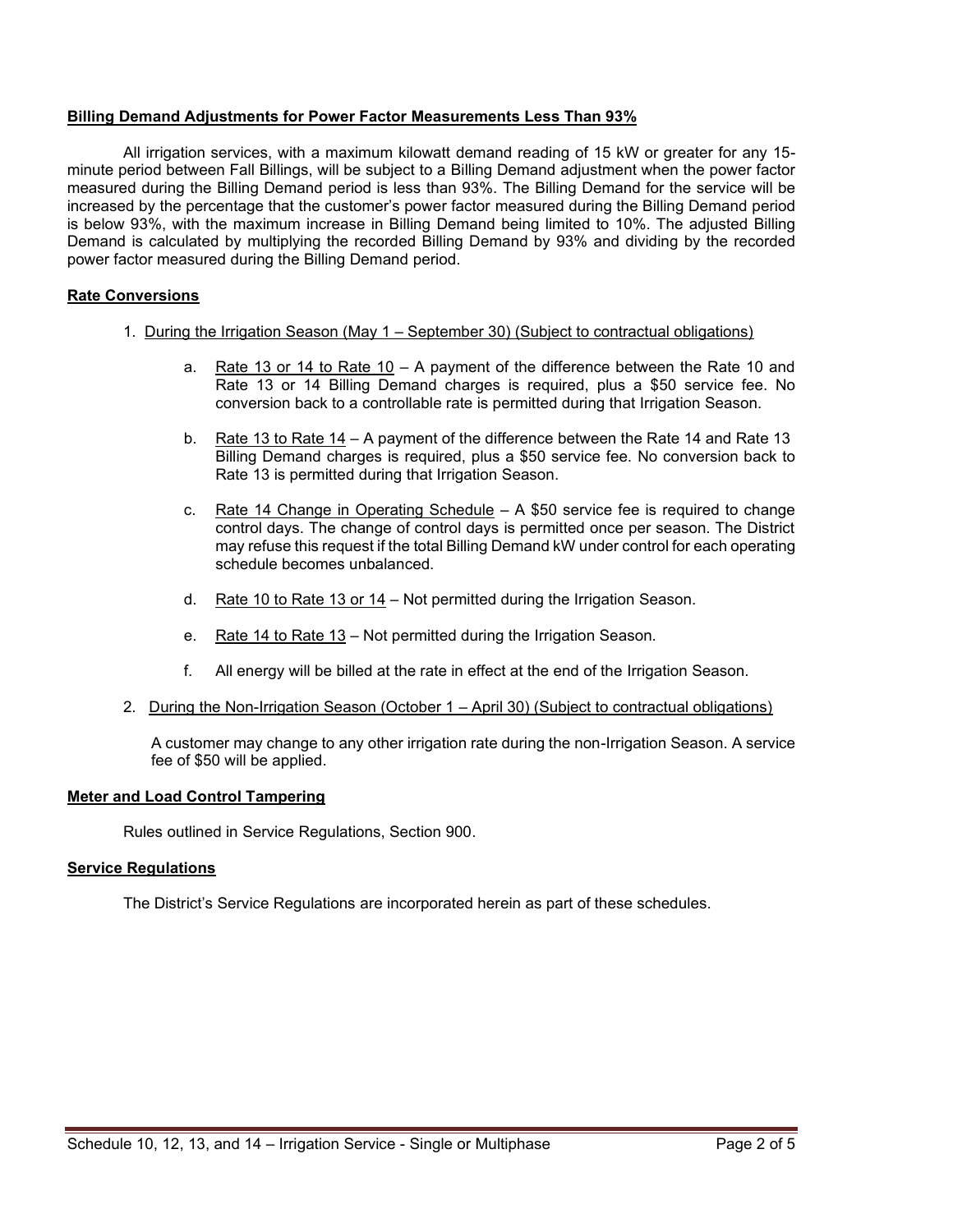**Billing Demand Adjustments for Power Factor Measurements Less Than 93%**

All irrigation services, with a maximum kilowatt demand reading of 15 kW or greater for any 15-minute period between Fall Billings, will be subject to a Billing Demand adjustment when the power factor measured during the Billing Demand period is less than 93%. The Billing Demand for the service will be increased by the percentage that the customer's power factor measured during the Billing Demand period is below 93%, with the maximum increase in Billing Demand being limited to 10%. The adjusted Billing Demand is calculated by multiplying the recorded Billing Demand by 93% and dividing by the recorded power factor measured during the Billing Demand period.

**Rate Conversions**

1. During the Irrigation Season (May 1 – September 30) (Subject to contractual obligations)

   a. Rate 13 or 14 to Rate 10 – A payment of the difference between the Rate 10 and Rate 13 or 14 Billing Demand charges is required, plus a $50 service fee. No conversion back to a controllable rate is permitted during that Irrigation Season.

   b. Rate 13 to Rate 14 – A payment of the difference between the Rate 14 and Rate 13 Billing Demand charges is required, plus a $50 service fee. No conversion back to Rate 13 is permitted during that Irrigation Season.

   c. Rate 14 Change in Operating Schedule – A $50 service fee is required to change control days. The change of control days is permitted once per season. The District may refuse this request if the total Billing Demand kW under control for each operating schedule becomes unbalanced.

   d. Rate 10 to Rate 13 or 14 – Not permitted during the Irrigation Season.

   e. Rate 14 to Rate 13 – Not permitted during the Irrigation Season.

   f. All energy will be billed at the rate in effect at the end of the Irrigation Season.

2. During the Non-Irrigation Season (October 1 – April 30) (Subject to contractual obligations)

   A customer may change to any other irrigation rate during the non-Irrigation Season. A service fee of $50 will be applied.

**Meter and Load Control Tampering**

Rules outlined in Service Regulations, Section 900.

**Service Regulations**

The District's Service Regulations are incorporated herein as part of these schedules.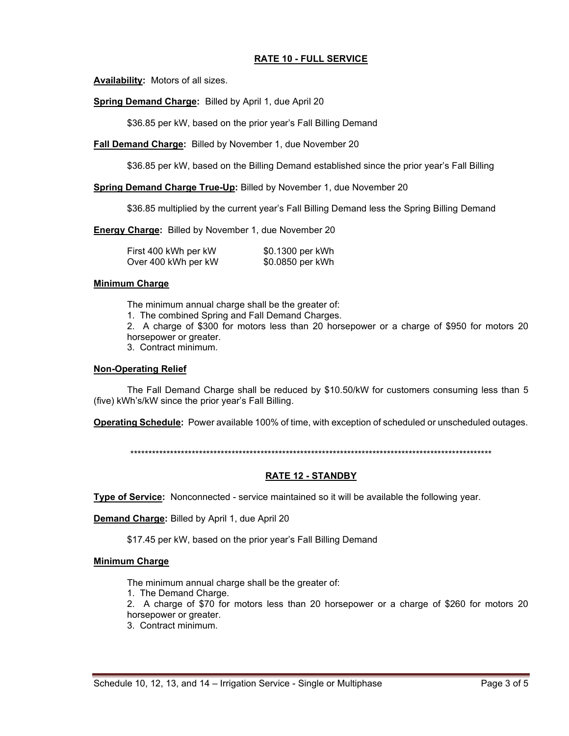## RATE 10 - FULL SERVICE

**Availability:** Motors of all sizes.

**Spring Demand Charge:** Billed by April 1, due April 20

$36.85 per kW, based on the prior year's Fall Billing Demand

**Fall Demand Charge:** Billed by November 1, due November 20

$36.85 per kW, based on the Billing Demand established since the prior year's Fall Billing

**Spring Demand Charge True-Up:** Billed by November 1, due November 20

$36.85 multiplied by the current year's Fall Billing Demand less the Spring Billing Demand

**Energy Charge:** Billed by November 1, due November 20

| | |
|---|---|
| First 400 kWh per kW | $0.1300 per kWh |
| Over 400 kWh per kW | $0.0850 per kWh |

**Minimum Charge**

The minimum annual charge shall be the greater of:

1. The combined Spring and Fall Demand Charges.
2. A charge of $300 for motors less than 20 horsepower or a charge of $950 for motors 20 horsepower or greater.
3. Contract minimum.

**Non-Operating Relief**

The Fall Demand Charge shall be reduced by $10.50/kW for customers consuming less than 5 (five) kWh's/kW since the prior year's Fall Billing.

**Operating Schedule:** Power available 100% of time, with exception of scheduled or unscheduled outages.

*******************************************************************************************************

## RATE 12 - STANDBY

**Type of Service:** Nonconnected - service maintained so it will be available the following year.

**Demand Charge:** Billed by April 1, due April 20

$17.45 per kW, based on the prior year's Fall Billing Demand

**Minimum Charge**

The minimum annual charge shall be the greater of:

1. The Demand Charge.
2. A charge of $70 for motors less than 20 horsepower or a charge of $260 for motors 20 horsepower or greater.
3. Contract minimum.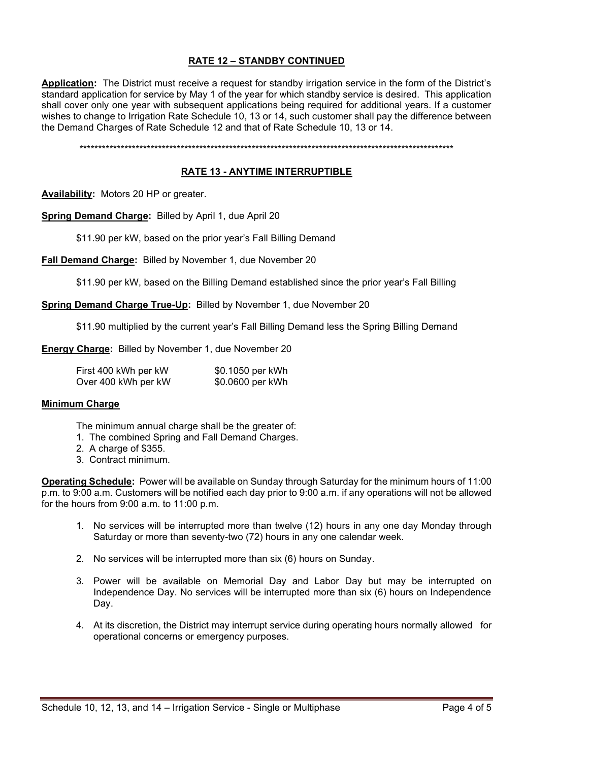## RATE 12 – STANDBY CONTINUED

**Application:** The District must receive a request for standby irrigation service in the form of the District's standard application for service by May 1 of the year for which standby service is desired. This application shall cover only one year with subsequent applications being required for additional years. If a customer wishes to change to Irrigation Rate Schedule 10, 13 or 14, such customer shall pay the difference between the Demand Charges of Rate Schedule 12 and that of Rate Schedule 10, 13 or 14.

****************************************************************************************************

## RATE 13 - ANYTIME INTERRUPTIBLE

**Availability:** Motors 20 HP or greater.

**Spring Demand Charge:** Billed by April 1, due April 20

$11.90 per kW, based on the prior year's Fall Billing Demand

**Fall Demand Charge:** Billed by November 1, due November 20

$11.90 per kW, based on the Billing Demand established since the prior year's Fall Billing

**Spring Demand Charge True-Up:** Billed by November 1, due November 20

$11.90 multiplied by the current year's Fall Billing Demand less the Spring Billing Demand

**Energy Charge:** Billed by November 1, due November 20

| | |
|---|---|
| First 400 kWh per kW | $0.1050 per kWh |
| Over 400 kWh per kW | $0.0600 per kWh |

**Minimum Charge**

The minimum annual charge shall be the greater of:

1. The combined Spring and Fall Demand Charges.
2. A charge of $355.
3. Contract minimum.

**Operating Schedule:** Power will be available on Sunday through Saturday for the minimum hours of 11:00 p.m. to 9:00 a.m. Customers will be notified each day prior to 9:00 a.m. if any operations will not be allowed for the hours from 9:00 a.m. to 11:00 p.m.

1. No services will be interrupted more than twelve (12) hours in any one day Monday through Saturday or more than seventy-two (72) hours in any one calendar week.
2. No services will be interrupted more than six (6) hours on Sunday.
3. Power will be available on Memorial Day and Labor Day but may be interrupted on Independence Day. No services will be interrupted more than six (6) hours on Independence Day.
4. At its discretion, the District may interrupt service during operating hours normally allowed for operational concerns or emergency purposes.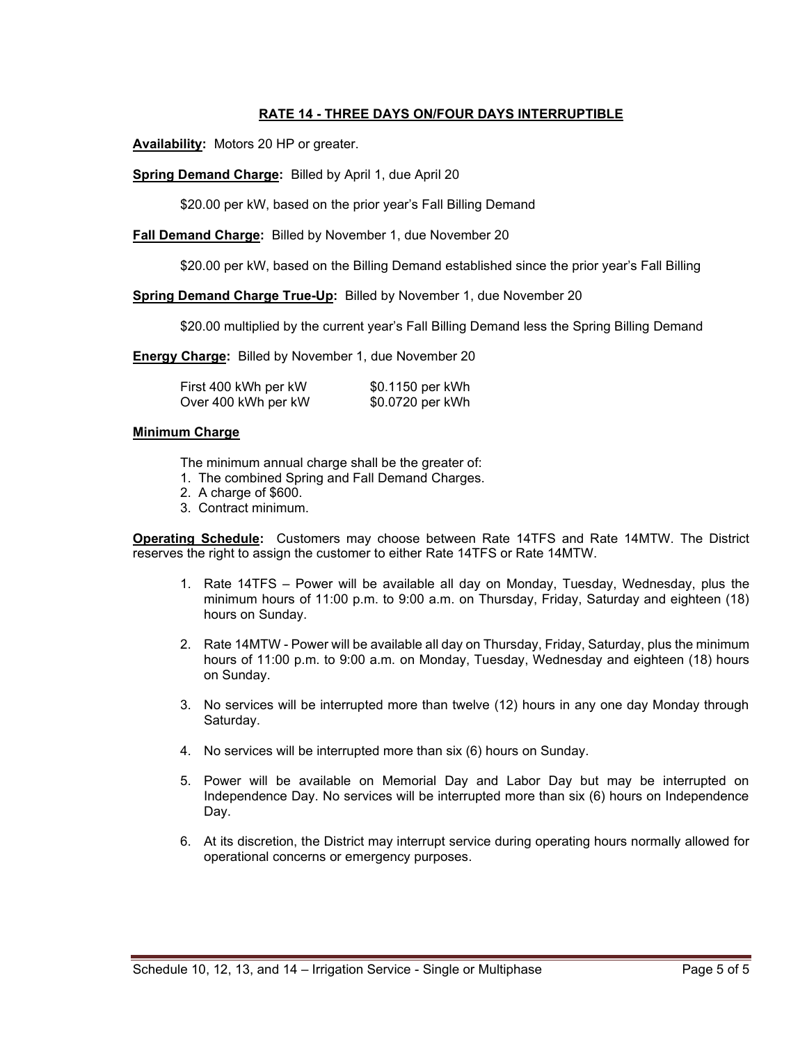## RATE 14 - THREE DAYS ON/FOUR DAYS INTERRUPTIBLE

**Availability:** Motors 20 HP or greater.

**Spring Demand Charge:** Billed by April 1, due April 20

$20.00 per kW, based on the prior year's Fall Billing Demand

**Fall Demand Charge:** Billed by November 1, due November 20

$20.00 per kW, based on the Billing Demand established since the prior year's Fall Billing

**Spring Demand Charge True-Up:** Billed by November 1, due November 20

$20.00 multiplied by the current year's Fall Billing Demand less the Spring Billing Demand

**Energy Charge:** Billed by November 1, due November 20

| | |
|---|---|
| First 400 kWh per kW | $0.1150 per kWh |
| Over 400 kWh per kW | $0.0720 per kWh |

**Minimum Charge**

The minimum annual charge shall be the greater of:

1. The combined Spring and Fall Demand Charges.
2. A charge of $600.
3. Contract minimum.

**Operating Schedule:** Customers may choose between Rate 14TFS and Rate 14MTW. The District reserves the right to assign the customer to either Rate 14TFS or Rate 14MTW.

1. Rate 14TFS – Power will be available all day on Monday, Tuesday, Wednesday, plus the minimum hours of 11:00 p.m. to 9:00 a.m. on Thursday, Friday, Saturday and eighteen (18) hours on Sunday.
2. Rate 14MTW - Power will be available all day on Thursday, Friday, Saturday, plus the minimum hours of 11:00 p.m. to 9:00 a.m. on Monday, Tuesday, Wednesday and eighteen (18) hours on Sunday.
3. No services will be interrupted more than twelve (12) hours in any one day Monday through Saturday.
4. No services will be interrupted more than six (6) hours on Sunday.
5. Power will be available on Memorial Day and Labor Day but may be interrupted on Independence Day. No services will be interrupted more than six (6) hours on Independence Day.
6. At its discretion, the District may interrupt service during operating hours normally allowed for operational concerns or emergency purposes.